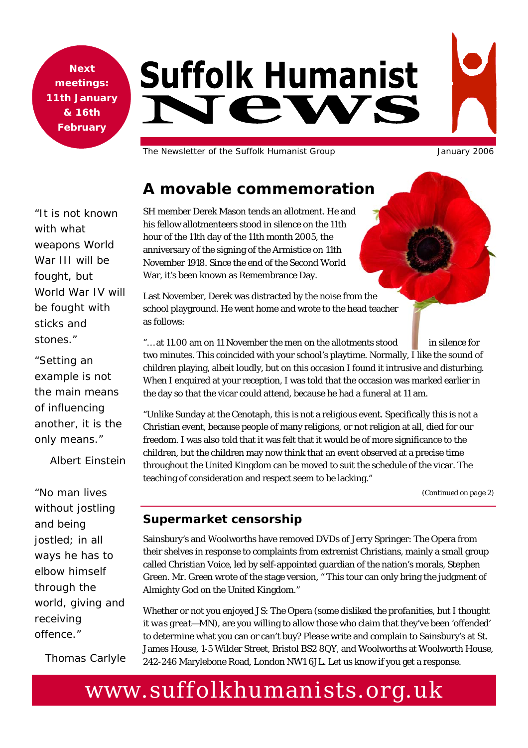**Next meetings: 11th January & 16th February**

# Suffolk Humanist News

The Newsletter of the Suffolk Humanist Group

January 2006

## A movable commemoration

SH member Derek Mason tends an allotment. He and his fellow allotmenteers stood in silence on the 11th hour of the 11th day of the 11th month 2005, the anniversary of the signing of the Armistice on 11th November 1918. Since the end of the Second World War, it's been known as Remembrance Day.

Last November, Derek was distracted by the noise from the school playground. He went home and wrote to the head teacher as follows:

"…at 11.00 am on 11 November the men on the allotments stood in silence for two minutes. This coincided with your school's playtime. Normally, I like the sound of children playing, albeit loudly, but on this occasion I found it intrusive and disturbing. When I enquired at your reception, I was told that the occasion was marked earlier in the day so that the vicar could attend, because he had a funeral at 11 am.

"Unlike Sunday at the Cenotaph, this is not a religious event. Specifically this is not a Christian event, because people of many religions, or not religion at all, died for our freedom. I was also told that it was felt that it would be of more significance to the children, but the children may now think that an event observed at a precise time throughout the United Kingdom can be moved to suit the schedule of the vicar. The teaching of consideration and respect seem to be lacking."

*(Continued on page 2)*

### Supermarket censorship

Sainsbury's and Woolworths have removed DVDs of Jerry Springer: The Opera from their shelves in response to complaints from extremist Christians, mainly a small group called Christian Voice, led by self-appointed guardian of the nation's morals, Stephen Green. Mr. Green wrote of the stage version, "This tour can only bring the judgment of Almighty God on the United Kingdom."

Whether or not you enjoyed JS: The Opera (*some disliked the profanities, but I thought it was great—MN*), are you willing to allow those who claim that they've been 'offended' to determine what you can or can't buy? Please write and complain to Sainsbury's at St. James House, 1-5 Wilder Street, Bristol BS2 8QY, and Woolworths at Woolworth House, 242-246 Marylebone Road, London NW1 6JL. Let us know if you get a response.

"It is not known with what weapons World War III will be fought, but World War IV will be fought with sticks and stones."

"Setting an example is not the main means of influencing another, it is the only means."

Albert Einstein

"No man lives without jostling and being jostled; in all ways he has to elbow himself through the world, giving and receiving offence."

Thomas Carlyle

www.suffolkhumanists.org.uk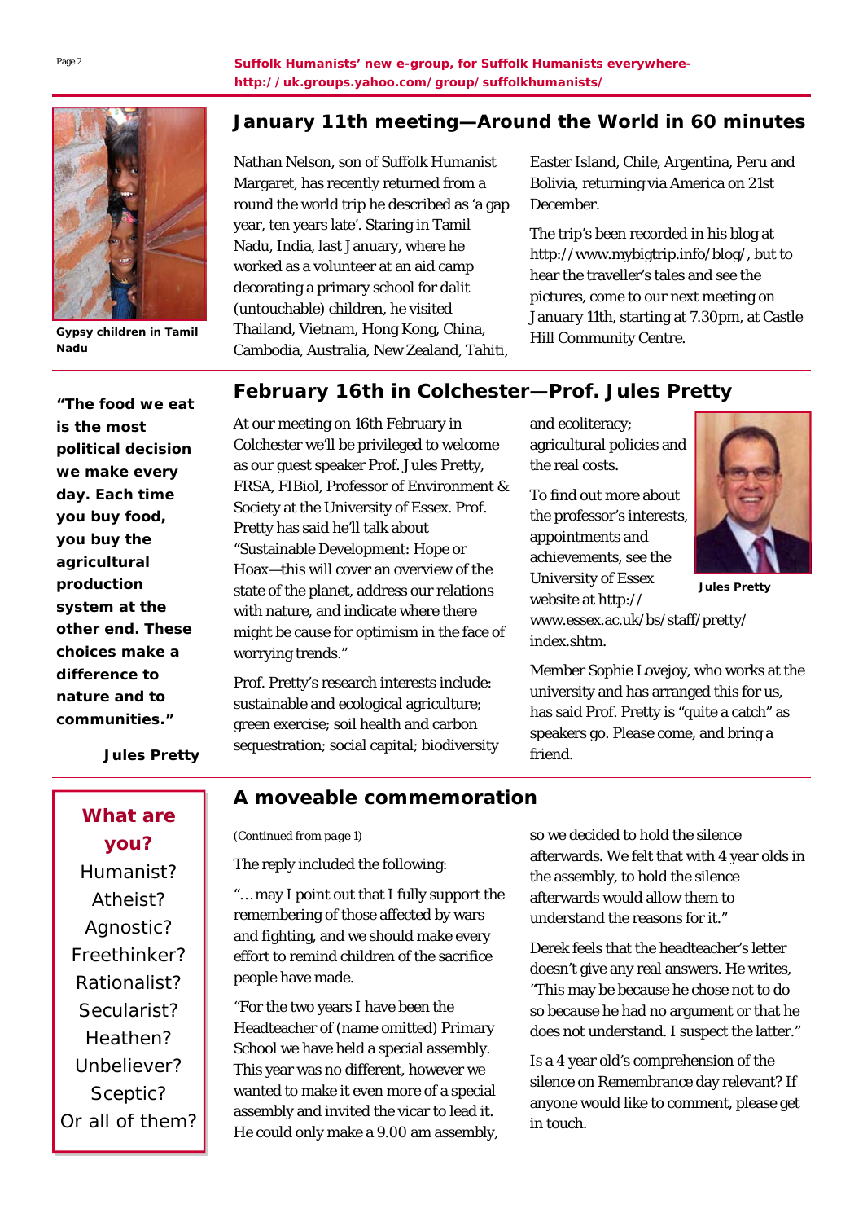Suffolk Humanists' new e-group, for Suffolk Humanists everywhere-
http://uk.groups.yahoo.com/group/suffolkhumanists/

## January 11th meeting—Around the World in 60 minutes

Gypsy children in Tamil Nadu

Nathan Nelson, son of Suffolk Humanist Margaret, has recently returned from a round the world trip he described as 'a gap year, ten years late'. Staring in Tamil Nadu, India, last January, where he worked as a volunteer at an aid camp decorating a primary school for dalit (untouchable) children, he visited Thailand, Vietnam, Hong Kong, China, Cambodia, Australia, New Zealand, Tahiti, Easter Island, Chile, Argentina, Peru and Bolivia, returning via America on 21st December.

The trip's been recorded in his blog at http://www.mybigtrip.info/blog/, but to hear the traveller's tales and see the pictures, come to our next meeting on January 11th, starting at 7.30pm, at Castle Hill Community Centre.

## February 16th in Colchester—Prof. Jules Pretty

**"The food we eat is the most political decision we make every day. Each time you buy food, you buy the agricultural production system at the other end. These choices make a difference to nature and to communities."**

**Jules Pretty**

At our meeting on 16th February in Colchester we'll be privileged to welcome as our guest speaker Prof. Jules Pretty, FRSA, FIBiol, Professor of Environment & Society at the University of Essex. Prof. Pretty has said he'll talk about "Sustainable Development: Hope or Hoax—this will cover an overview of the state of the planet, address our relations with nature, and indicate where there might be cause for optimism in the face of worrying trends."

Prof. Pretty's research interests include: sustainable and ecological agriculture; green exercise; soil health and carbon sequestration; social capital; biodiversity and ecoliteracy; agricultural policies and the real costs.

Jules Pretty

To find out more about the professor's interests, appointments and achievements, see the University of Essex website at http://www.essex.ac.uk/bs/staff/pretty/index.shtm.

Member Sophie Lovejoy, who works at the university and has arranged this for us, has said Prof. Pretty is "quite a catch" as speakers go. Please come, and bring a friend.

## A moveable commemoration

**What are you?**
Humanist?
Atheist?
Agnostic?
Freethinker?
Rationalist?
Secularist?
Heathen?
Unbeliever?
Sceptic?
Or all of them?

*(Continued from page 1)*

The reply included the following:

"…may I point out that I fully support the remembering of those affected by wars and fighting, and we should make every effort to remind children of the sacrifice people have made.

"For the two years I have been the Headteacher of (name omitted) Primary School we have held a special assembly. This year was no different, however we wanted to make it even more of a special assembly and invited the vicar to lead it. He could only make a 9.00 am assembly, so we decided to hold the silence afterwards. We felt that with 4 year olds in the assembly, to hold the silence afterwards would allow them to understand the reasons for it."

Derek feels that the headteacher's letter doesn't give any real answers. He writes, "This may be because he chose not to do so because he had no argument or that he does not understand. I suspect the latter."

Is a 4 year old's comprehension of the silence on Remembrance day relevant? If anyone would like to comment, please get in touch.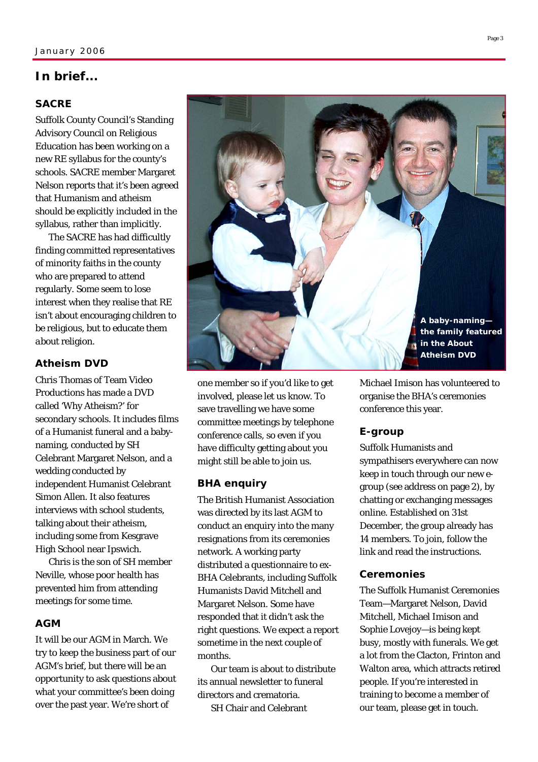## In brief...

### SACRE

Suffolk County Council's Standing Advisory Council on Religious Education has been working on a new RE syllabus for the county's schools. SACRE member Margaret Nelson reports that it's been agreed that Humanism and atheism should be explicitly included in the syllabus, rather than implicitly.

The SACRE has had difficultly finding committed representatives of minority faiths in the county who are prepared to attend regularly. Some seem to lose interest when they realise that RE isn't about encouraging children to be religious, but to educate them *about* religion.

### Atheism DVD

Chris Thomas of Team Video Productions has made a DVD called 'Why Atheism?' for secondary schools. It includes films of a Humanist funeral and a baby-naming, conducted by SH Celebrant Margaret Nelson, and a wedding conducted by independent Humanist Celebrant Simon Allen. It also features interviews with school students, talking about their atheism, including some from Kesgrave High School near Ipswich.

Chris is the son of SH member Neville, whose poor health has prevented him from attending meetings for some time.

### AGM

It will be our AGM in March. We try to keep the business part of our AGM's brief, but there will be an opportunity to ask questions about what your committee's been doing over the past year. We're short of one member so if you'd like to get involved, please let us know. To save travelling we have some committee meetings by telephone conference calls, so even if you have difficulty getting about you might still be able to join us.

**A baby-naming—the family featured in the About Atheism DVD**

### BHA enquiry

The British Humanist Association was directed by its last AGM to conduct an enquiry into the many resignations from its ceremonies network. A working party distributed a questionnaire to ex-BHA Celebrants, including Suffolk Humanists David Mitchell and Margaret Nelson. Some have responded that it didn't ask the right questions. We expect a report sometime in the next couple of months.

Our team is about to distribute its annual newsletter to funeral directors and crematoria.

SH Chair and Celebrant Michael Imison has volunteered to organise the BHA's ceremonies conference this year.

### E-group

Suffolk Humanists and sympathisers everywhere can now keep in touch through our new e-group (see address on page 2), by chatting or exchanging messages online. Established on 31st December, the group already has 14 members. To join, follow the link and read the instructions.

### Ceremonies

The Suffolk Humanist Ceremonies Team—Margaret Nelson, David Mitchell, Michael Imison and Sophie Lovejoy—is being kept busy, mostly with funerals. We get a lot from the Clacton, Frinton and Walton area, which attracts retired people. If you're interested in training to become a member of our team, please get in touch.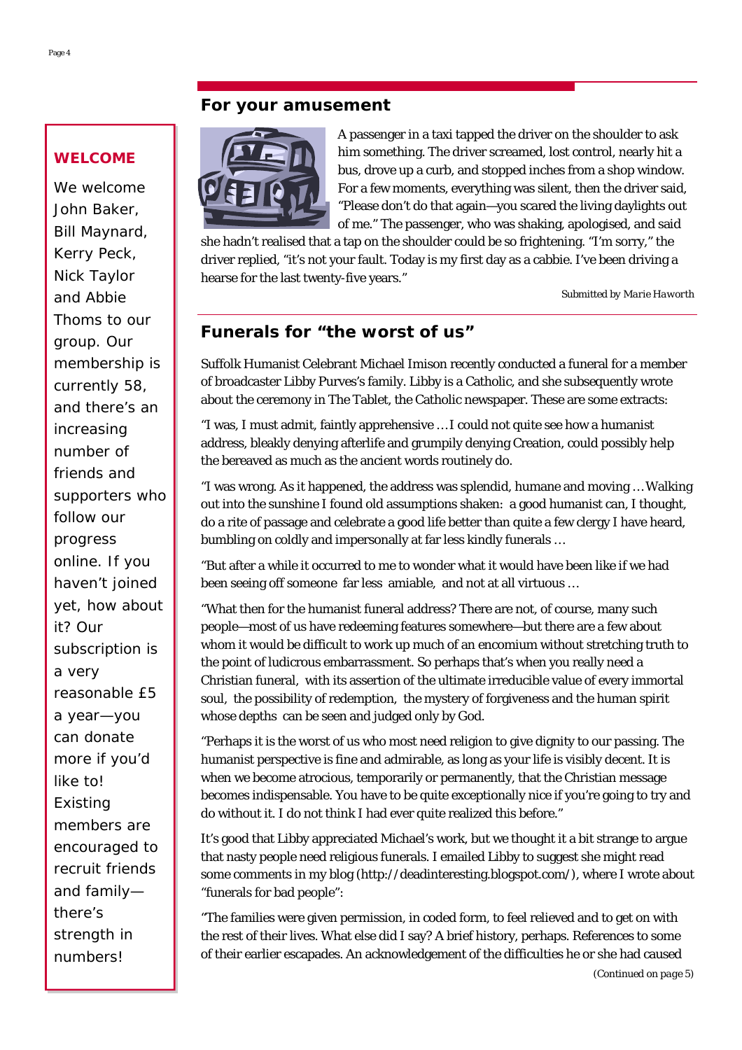## For your amusement

A passenger in a taxi tapped the driver on the shoulder to ask him something. The driver screamed, lost control, nearly hit a bus, drove up a curb, and stopped inches from a shop window. For a few moments, everything was silent, then the driver said, "Please don't do that again—you scared the living daylights out of me." The passenger, who was shaking, apologised, and said she hadn't realised that a tap on the shoulder could be so frightening. "I'm sorry," the driver replied, "it's not your fault. Today is my first day as a cabbie. I've been driving a hearse for the last twenty-five years."

*Submitted by Marie Haworth*

## Funerals for "the worst of us"

Suffolk Humanist Celebrant Michael Imison recently conducted a funeral for a member of broadcaster Libby Purves's family. Libby is a Catholic, and she subsequently wrote about the ceremony in The Tablet, the Catholic newspaper. These are some extracts:

"I was, I must admit, faintly apprehensive … I could not quite see how a humanist address, bleakly denying afterlife and grumpily denying Creation, could possibly help the bereaved as much as the ancient words routinely do.

"I was wrong. As it happened, the address was splendid, humane and moving … Walking out into the sunshine I found old assumptions shaken: a good humanist can, I thought, do a rite of passage and celebrate a good life better than quite a few clergy I have heard, bumbling on coldly and impersonally at far less kindly funerals …

"But after a while it occurred to me to wonder what it would have been like if we had been seeing off someone far less amiable, and not at all virtuous …

"What then for the humanist funeral address? There are not, of course, many such people—most of us have redeeming features somewhere—but there are a few about whom it would be difficult to work up much of an encomium without stretching truth to the point of ludicrous embarrassment. So perhaps that's when you really need a Christian funeral, with its assertion of the ultimate irreducible value of every immortal soul, the possibility of redemption, the mystery of forgiveness and the human spirit whose depths can be seen and judged only by God.

"Perhaps it is the worst of us who most need religion to give dignity to our passing. The humanist perspective is fine and admirable, as long as your life is visibly decent. It is when we become atrocious, temporarily or permanently, that the Christian message becomes indispensable. You have to be quite exceptionally nice if you're going to try and do without it. I do not think I had ever quite realized this before."

It's good that Libby appreciated Michael's work, but we thought it a bit strange to argue that nasty people need religious funerals. I emailed Libby to suggest she might read some comments in my blog (http://deadinteresting.blogspot.com/), where I wrote about "funerals for bad people":

"The families were given permission, in coded form, to feel relieved and to get on with the rest of their lives. What else did I say? A brief history, perhaps. References to some of their earlier escapades. An acknowledgement of the difficulties he or she had caused

*(Continued on page 5)*

## WELCOME

We welcome John Baker, Bill Maynard, Kerry Peck, Nick Taylor and Abbie Thoms to our group. Our membership is currently 58, and there's an increasing number of friends and supporters who follow our progress online. If you haven't joined yet, how about it? Our subscription is a very reasonable £5 a year—you can donate more if you'd like to! Existing members are encouraged to recruit friends and family—there's strength in numbers!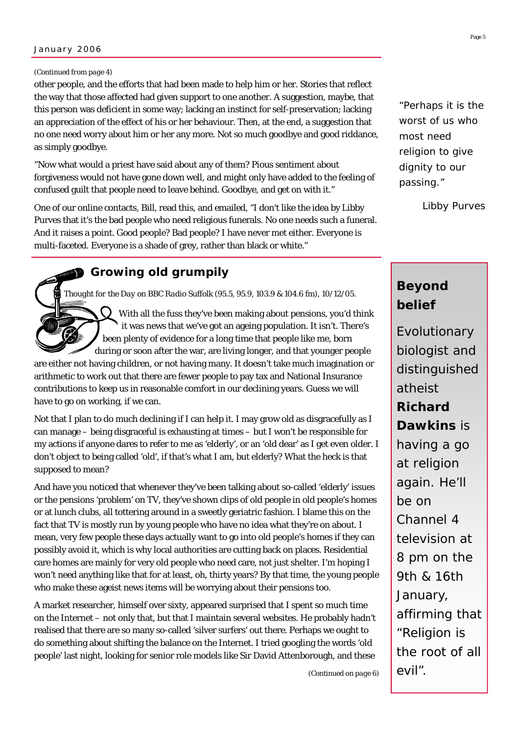*(Continued from page 4)*

other people, and the efforts that had been made to help him or her. Stories that reflect the way that those affected had given support to one another. A suggestion, maybe, that this person was deficient in some way; lacking an instinct for self-preservation; lacking an appreciation of the effect of his or her behaviour. Then, at the end, a suggestion that no one need worry about him or her any more. Not so much goodbye and good riddance, as simply goodbye.

"Now what would a priest have said about any of them? Pious sentiment about forgiveness would not have gone down well, and might only have added to the feeling of confused guilt that people need to leave behind. Goodbye, and get on with it."

One of our online contacts, Bill, read this, and emailed, "I don't like the idea by Libby Purves that it's the bad people who need religious funerals. No one needs such a funeral. And it raises a point. Good people? Bad people? I have never met either. Everyone is multi-faceted. Everyone is a shade of grey, rather than black or white."

> "Perhaps it is the worst of us who most need religion to give dignity to our passing."
>
> Libby Purves

## Growing old grumpily

*Thought for the Day on BBC Radio Suffolk (95.5, 95.9, 103.9 & 104.6 fm), 10/12/05.*

With all the fuss they've been making about pensions, you'd think it was news that we've got an ageing population. It isn't. There's been plenty of evidence for a long time that people like me, born during or soon after the war, are living longer, and that younger people are either not having children, or not having many. It doesn't take much imagination or arithmetic to work out that there are fewer people to pay tax and National Insurance contributions to keep us in reasonable comfort in our declining years. Guess we will have to go on working, if we can.

Not that I plan to do much declining if I can help it. I may grow old as disgracefully as I can manage – being disgraceful is exhausting at times – but I won't be responsible for my actions if anyone dares to refer to me as 'elderly', or an 'old dear' as I get even older. I don't object to being called 'old', if that's what I am, but elderly? What the heck is that supposed to mean?

And have you noticed that whenever they've been talking about so-called 'elderly' issues or the pensions 'problem' on TV, they've shown clips of old people in old people's homes or at lunch clubs, all tottering around in a sweetly geriatric fashion. I blame this on the fact that TV is mostly run by young people who have no idea what they're on about. I mean, very few people these days actually want to go into old people's homes if they can possibly avoid it, which is why local authorities are cutting back on places. Residential care homes are mainly for very old people who need care, not just shelter. I'm hoping I won't need anything like that for at least, oh, thirty years? By that time, the young people who make these ageist news items will be worrying about their pensions too.

A market researcher, himself over sixty, appeared surprised that I spent so much time on the Internet – not only that, but that I maintain several websites. He probably hadn't realised that there are so many so-called 'silver surfers' out there. Perhaps we ought to do something about shifting the balance on the Internet. I tried googling the words 'old people' last night, looking for senior role models like Sir David Attenborough, and these

*(Continued on page 6)*

### Beyond belief

Evolutionary biologist and distinguished atheist **Richard Dawkins** is having a go at religion again. He'll be on Channel 4 television at 8 pm on the 9th & 16th January, affirming that "Religion is the root of all evil".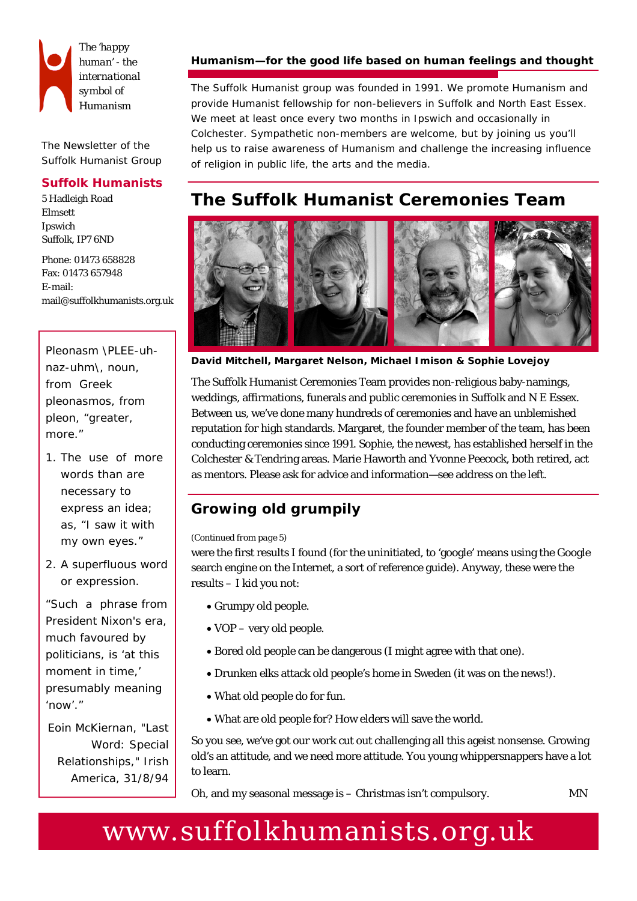The 'happy human' - the international symbol of Humanism

The Newsletter of the Suffolk Humanist Group

**Suffolk Humanists**

5 Hadleigh Road
Elmsett
Ipswich
Suffolk, IP7 6ND

Phone: 01473 658828
Fax: 01473 657948
E-mail: mail@suffolkhumanists.org.uk

Pleonasm \PLEE-uh-naz-uhm\, noun, from Greek pleonasmos, from pleon, "greater, more."

1. The use of more words than are necessary to express an idea; as, "I saw it with my own eyes."
2. A superfluous word or expression.

"Such a phrase from President Nixon's era, much favoured by politicians, is 'at this moment in time,' presumably meaning 'now'."

Eoin McKiernan, "Last Word: Special Relationships," Irish America, 31/8/94

**Humanism—for the good life based on human feelings and thought**

The Suffolk Humanist group was founded in 1991. We promote Humanism and provide Humanist fellowship for non-believers in Suffolk and North East Essex. We meet at least once every two months in Ipswich and occasionally in Colchester. Sympathetic non-members are welcome, but by joining us you'll help us to raise awareness of Humanism and challenge the increasing influence of religion in public life, the arts and the media.

# The Suffolk Humanist Ceremonies Team

**David Mitchell, Margaret Nelson, Michael Imison & Sophie Lovejoy**

The Suffolk Humanist Ceremonies Team provides non-religious baby-namings, weddings, affirmations, funerals and public ceremonies in Suffolk and N E Essex. Between us, we've done many hundreds of ceremonies and have an unblemished reputation for high standards. Margaret, the founder member of the team, has been conducting ceremonies since 1991. Sophie, the newest, has established herself in the Colchester & Tendring areas. Marie Haworth and Yvonne Peecock, both retired, act as mentors. Please ask for advice and information—see address on the left.

## Growing old grumpily

*(Continued from page 5)*

were the first results I found (for the uninitiated, to 'google' means using the Google search engine on the Internet, a sort of reference guide). Anyway, these were the results – I kid you not:

- Grumpy old people.
- VOP – very old people.
- Bored old people can be dangerous (I might agree with that one).
- Drunken elks attack old people's home in Sweden (it was on the news!).
- What old people do for fun.
- What are old people for? How elders will save the world.

So you see, we've got our work cut out challenging all this ageist nonsense. Growing old's an attitude, and we need more attitude. You young whippersnappers have a lot to learn.

Oh, and my seasonal message is – Christmas isn't compulsory. MN

www.suffolkhumanists.org.uk